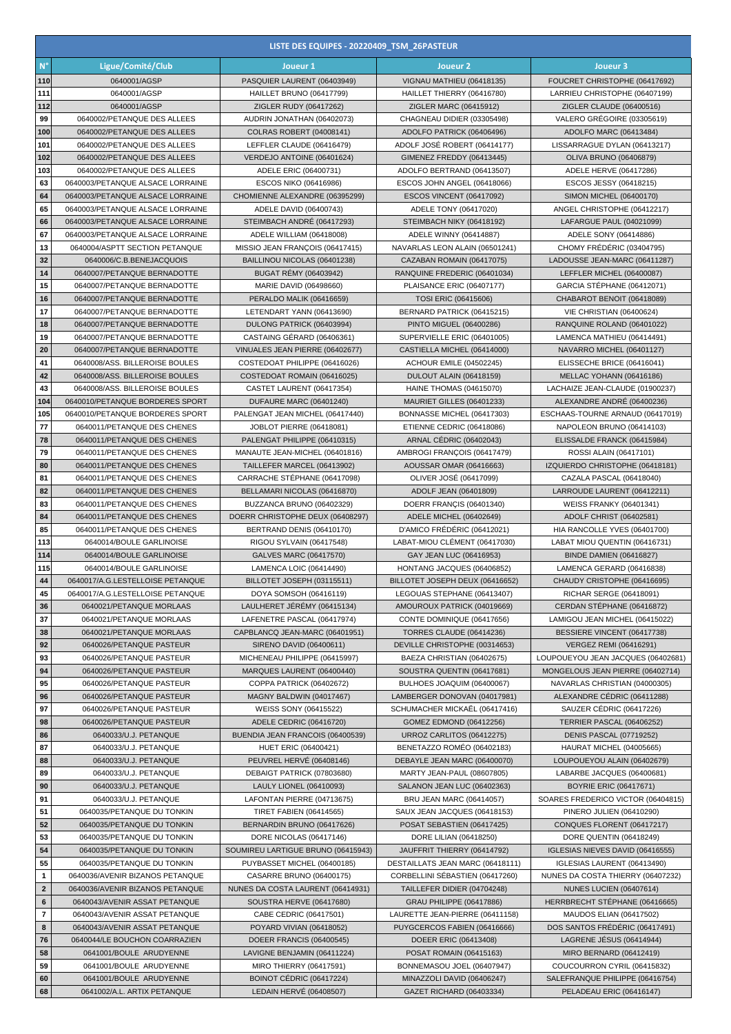# LISTE DES EQUIPES - 20220409_TSM_26PASTEUR

| N° | Ligue/Comité/Club | Joueur 1 | Joueur 2 | Joueur 3 |
|---|---|---|---|---|
| 110 | 0640001/AGSP | PASQUIER LAURENT (06403949) | VIGNAU MATHIEU (06418135) | FOUCRET CHRISTOPHE (06417692) |
| 111 | 0640001/AGSP | HAILLET BRUNO (06417799) | HAILLET THIERRY (06416780) | LARRIEU CHRISTOPHE (06407199) |
| 112 | 0640001/AGSP | ZIGLER RUDY (06417262) | ZIGLER MARC (06415912) | ZIGLER CLAUDE (06400516) |
| 99 | 0640002/PETANQUE DES ALLEES | AUDRIN JONATHAN (06402073) | CHAGNEAU DIDIER (03305498) | VALERO GRÉGOIRE (03305619) |
| 100 | 0640002/PETANQUE DES ALLEES | COLRAS ROBERT (04008141) | ADOLFO PATRICK (06406496) | ADOLFO MARC (06413484) |
| 101 | 0640002/PETANQUE DES ALLEES | LEFFLER CLAUDE (06416479) | ADOLF JOSÉ ROBERT (06414177) | LISSARRAGUE DYLAN (06413217) |
| 102 | 0640002/PETANQUE DES ALLEES | VERDEJO ANTOINE (06401624) | GIMENEZ FREDDY (06413445) | OLIVA BRUNO (06406879) |
| 103 | 0640002/PETANQUE DES ALLEES | ADELE ERIC (06400731) | ADOLFO BERTRAND (06413507) | ADELE HERVE (06417286) |
| 63 | 0640003/PETANQUE ALSACE LORRAINE | ESCOS NIKO (06416986) | ESCOS JOHN ANGEL (06418066) | ESCOS JESSY (06418215) |
| 64 | 0640003/PETANQUE ALSACE LORRAINE | CHOMIENNE ALEXANDRE (06395299) | ESCOS VINCENT (06417092) | SIMON MICHEL (06400170) |
| 65 | 0640003/PETANQUE ALSACE LORRAINE | ADELE DAVID (06400743) | ADELE TONY (06417020) | ANGEL CHRISTOPHE (06412217) |
| 66 | 0640003/PETANQUE ALSACE LORRAINE | STEIMBACH ANDRÉ (06417293) | STEIMBACH NIKY (06418192) | LAFARGUE PAUL (04021099) |
| 67 | 0640003/PETANQUE ALSACE LORRAINE | ADELE WILLIAM (06418008) | ADELE WINNY (06414887) | ADELE SONY (06414886) |
| 13 | 0640004/ASPTT SECTION PETANQUE | MISSIO JEAN FRANÇOIS (06417415) | NAVARLAS LEON ALAIN (06501241) | CHOMY FRÉDÉRIC (03404795) |
| 32 | 0640006/C.B.BENEJACQUOIS | BAILLINOU NICOLAS (06401238) | CAZABAN ROMAIN (06417075) | LADOUSSE JEAN-MARC (06411287) |
| 14 | 0640007/PETANQUE BERNADOTTE | BUGAT RÉMY (06403942) | RANQUINE FREDERIC (06401034) | LEFFLER MICHEL (06400087) |
| 15 | 0640007/PETANQUE BERNADOTTE | MARIE DAVID (06498660) | PLAISANCE ERIC (06407177) | GARCIA STÉPHANE (06412071) |
| 16 | 0640007/PETANQUE BERNADOTTE | PERALDO MALIK (06416659) | TOSI ERIC (06415606) | CHABAROT BENOIT (06418089) |
| 17 | 0640007/PETANQUE BERNADOTTE | LETENDART YANN (06413690) | BERNARD PATRICK (06415215) | VIE CHRISTIAN (06400624) |
| 18 | 0640007/PETANQUE BERNADOTTE | DULONG PATRICK (06403994) | PINTO MIGUEL (06400286) | RANQUINE ROLAND (06401022) |
| 19 | 0640007/PETANQUE BERNADOTTE | CASTAING GÉRARD (06406361) | SUPERVIELLE ERIC (06401005) | LAMENCA MATHIEU (06414491) |
| 20 | 0640007/PETANQUE BERNADOTTE | VINUALES JEAN PIERRE (06402677) | CASTIELLA MICHEL (06414000) | NAVARRO MICHEL (06401127) |
| 41 | 0640008/ASS. BILLEROISE BOULES | COSTEDOAT PHILIPPE (06416026) | ACHOUR EMILE (04502245) | ELISSECHE BRICE (06416041) |
| 42 | 0640008/ASS. BILLEROISE BOULES | COSTEDOAT ROMAIN (06416025) | DULOUT ALAIN (06418159) | MELLAC YOHANN (06416186) |
| 43 | 0640008/ASS. BILLEROISE BOULES | CASTET LAURENT (06417354) | HAINE THOMAS (04615070) | LACHAIZE JEAN-CLAUDE (01900237) |
| 104 | 0640010/PETANQUE BORDERES SPORT | DUFAURE MARC (06401240) | MAURIET GILLES (06401233) | ALEXANDRE ANDRÉ (06400236) |
| 105 | 0640010/PETANQUE BORDERES SPORT | PALENGAT JEAN MICHEL (06417440) | BONNASSE MICHEL (06417303) | ESCHAAS-TOURNE ARNAUD (06417019) |
| 77 | 0640011/PETANQUE DES CHENES | JOBLOT PIERRE (06418081) | ETIENNE CEDRIC (06418086) | NAPOLEON BRUNO (06414103) |
| 78 | 0640011/PETANQUE DES CHENES | PALENGAT PHILIPPE (06410315) | ARNAL CÉDRIC (06402043) | ELISSALDE FRANCK (06415984) |
| 79 | 0640011/PETANQUE DES CHENES | MANAUTE JEAN-MICHEL (06401816) | AMBROGI FRANÇOIS (06417479) | ROSSI ALAIN (06417101) |
| 80 | 0640011/PETANQUE DES CHENES | TAILLEFER MARCEL (06413902) | AOUSSAR OMAR (06416663) | IZQUIERDO CHRISTOPHE (06418181) |
| 81 | 0640011/PETANQUE DES CHENES | CARRACHE STÉPHANE (06417098) | OLIVER JOSÉ (06417099) | CAZALA PASCAL (06418040) |
| 82 | 0640011/PETANQUE DES CHENES | BELLAMARI NICOLAS (06416870) | ADOLF JEAN (06401809) | LARROUDE LAURENT (06412211) |
| 83 | 0640011/PETANQUE DES CHENES | BUZZANCA BRUNO (06402329) | DOERR FRANÇIS (06401340) | WEISS FRANKY (06401341) |
| 84 | 0640011/PETANQUE DES CHENES | DOERR CHRISTOPHE DEUX (06408297) | ADELE MICHEL (06402649) | ADOLF CHRIST (06402581) |
| 85 | 0640011/PETANQUE DES CHENES | BERTRAND DENIS (06410170) | D'AMICO FRÉDÉRIC (06412021) | HIA RANCOLLE YVES (06401700) |
| 113 | 0640014/BOULE GARLINOISE | RIGOU SYLVAIN (06417548) | LABAT-MIOU CLÉMENT (06417030) | LABAT MIOU QUENTIN (06416731) |
| 114 | 0640014/BOULE GARLINOISE | GALVES MARC (06417570) | GAY JEAN LUC (06416953) | BINDE DAMIEN (06416827) |
| 115 | 0640014/BOULE GARLINOISE | LAMENCA LOIC (06414490) | HONTANG JACQUES (06406852) | LAMENCA GERARD (06416838) |
| 44 | 0640017/A.G.LESTELLOISE PETANQUE | BILLOTET JOSEPH (03115511) | BILLOTET JOSEPH DEUX (06416652) | CHAUDY CRISTOPHE (06416695) |
| 45 | 0640017/A.G.LESTELLOISE PETANQUE | DOYA SOMSOH (06416119) | LEGOUAS STEPHANE (06413407) | RICHAR SERGE (06418091) |
| 36 | 0640021/PETANQUE MORLAAS | LAULHERET JÉRÉMY (06415134) | AMOUROUX PATRICK (04019669) | CERDAN STÉPHANE (06416872) |
| 37 | 0640021/PETANQUE MORLAAS | LAFENETRE PASCAL (06417974) | CONTE DOMINIQUE (06417656) | LAMIGOU JEAN MICHEL (06415022) |
| 38 | 0640021/PETANQUE MORLAAS | CAPBLANCQ JEAN-MARC (06401951) | TORRES CLAUDE (06414236) | BESSIERE VINCENT (06417738) |
| 92 | 0640026/PETANQUE PASTEUR | SIRENO DAVID (06400611) | DEVILLE CHRISTOPHE (00314653) | VERGEZ REMI (06416291) |
| 93 | 0640026/PETANQUE PASTEUR | MICHENEAU PHILIPPE (06415997) | BAEZA CHRISTIAN (06402675) | LOUPOUEYOU JEAN JACQUES (06402681) |
| 94 | 0640026/PETANQUE PASTEUR | MARQUES LAURENT (06400440) | SOUSTRA QUENTIN (06417681) | MONGELOUS JEAN PIERRE (06402714) |
| 95 | 0640026/PETANQUE PASTEUR | COPPA PATRICK (06402672) | BULHOES JOAQUIM (06400067) | NAVARLAS CHRISTIAN (04000305) |
| 96 | 0640026/PETANQUE PASTEUR | MAGNY BALDWIN (04017467) | LAMBERGER DONOVAN (04017981) | ALEXANDRE CÉDRIC (06411288) |
| 97 | 0640026/PETANQUE PASTEUR | WEISS SONY (06415522) | SCHUMACHER MICKAËL (06417416) | SAUZER CÉDRIC (06417226) |
| 98 | 0640026/PETANQUE PASTEUR | ADELE CEDRIC (06416720) | GOMEZ EDMOND (06412256) | TERRIER PASCAL (06406252) |
| 86 | 0640033/U.J. PETANQUE | BUENDIA JEAN FRANCOIS (06400539) | URROZ CARLITOS (06412275) | DENIS PASCAL (07719252) |
| 87 | 0640033/U.J. PETANQUE | HUET ERIC (06400421) | BENETAZZO ROMÉO (06402183) | HAURAT MICHEL (04005665) |
| 88 | 0640033/U.J. PETANQUE | PEUVREL HERVÉ (06408146) | DEBAYLE JEAN MARC (06400070) | LOUPOUEYOU ALAIN (06402679) |
| 89 | 0640033/U.J. PETANQUE | DEBAIGT PATRICK (07803680) | MARTY JEAN-PAUL (08607805) | LABARBE JACQUES (06400681) |
| 90 | 0640033/U.J. PETANQUE | LAULY LIONEL (06410093) | SALANON JEAN LUC (06402363) | BOYRIE ERIC (06417671) |
| 91 | 0640033/U.J. PETANQUE | LAFONTAN PIERRE (04713675) | BRU JEAN MARC (06414057) | SOARES FREDERICO VICTOR (06404815) |
| 51 | 0640035/PETANQUE DU TONKIN | TIRET FABIEN (06414565) | SAUX JEAN JACQUES (06418153) | PINERO JULIEN (06410290) |
| 52 | 0640035/PETANQUE DU TONKIN | BERNARDIN BRUNO (06417626) | POSAT SEBASTIEN (06417425) | CONQUES FLORENT (06417217) |
| 53 | 0640035/PETANQUE DU TONKIN | DORE NICOLAS (06417146) | DORE LILIAN (06418250) | DORE QUENTIN (06418249) |
| 54 | 0640035/PETANQUE DU TONKIN | SOUMIREU LARTIGUE BRUNO (06415943) | JAUFFRIT THIERRY (06414792) | IGLESIAS NIEVES DAVID (06416555) |
| 55 | 0640035/PETANQUE DU TONKIN | PUYBASSET MICHEL (06400185) | DESTAILLATS JEAN MARC (06418111) | IGLESIAS LAURENT (06413490) |
| 1 | 0640036/AVENIR BIZANOS PETANQUE | CASARRE BRUNO (06400175) | CORBELLINI SÉBASTIEN (06417260) | NUNES DA COSTA THIERRY (06407232) |
| 2 | 0640036/AVENIR BIZANOS PETANQUE | NUNES DA COSTA LAURENT (06414931) | TAILLEFER DIDIER (04704248) | NUNES LUCIEN (06407614) |
| 6 | 0640043/AVENIR ASSAT PETANQUE | SOUSTRA HERVE (06417680) | GRAU PHILIPPE (06417886) | HERRBRECHT STÉPHANE (06416665) |
| 7 | 0640043/AVENIR ASSAT PETANQUE | CABE CEDRIC (06417501) | LAURETTE JEAN-PIERRE (06411158) | MAUDOS ELIAN (06417502) |
| 8 | 0640043/AVENIR ASSAT PETANQUE | POYARD VIVIAN (06418052) | PUYGCERCOS FABIEN (06416666) | DOS SANTOS FRÉDÉRIC (06417491) |
| 76 | 0640044/LE BOUCHON COARRAZIEN | DOEER FRANCIS (06400545) | DOEER ERIC (06413408) | LAGRENE JÉSUS (06414944) |
| 58 | 0641001/BOULE ARUDYENNE | LAVIGNE BENJAMIN (06411224) | POSAT ROMAIN (06415163) | MIRO BERNARD (06412419) |
| 59 | 0641001/BOULE ARUDYENNE | MIRO THIERRY (06417591) | BONNEMASOU JOEL (06407947) | COUCOURRON CYRIL (06415832) |
| 60 | 0641001/BOULE ARUDYENNE | BOINOT CÉDRIC (06417224) | MINAZZOLI DAVID (06406247) | SALEFRANQUE PHILIPPE (06416754) |
| 68 | 0641002/A.L. ARTIX PETANQUE | LEDAIN HERVÉ (06408507) | GAZET RICHARD (06403334) | PELADEAU ERIC (06416147) |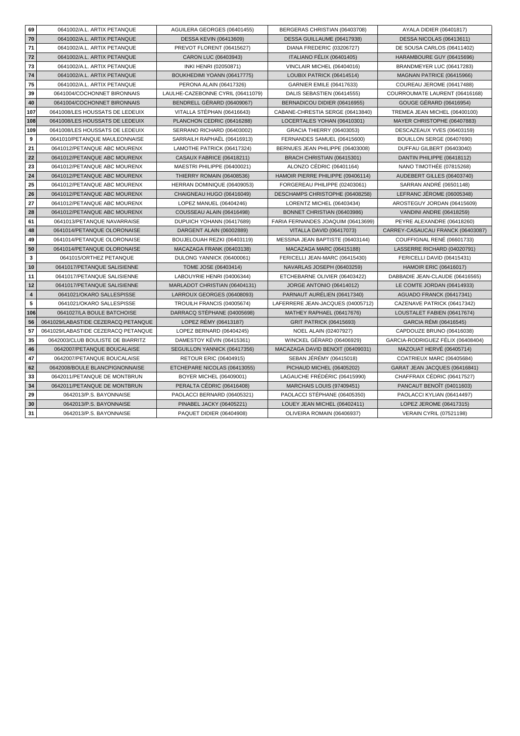| | | | | |
|---|---|---|---|---|
| 69 | 0641002/A.L. ARTIX PETANQUE | AGUILERA GEORGES (06401455) | BERGERAS CHRISTIAN (06403708) | AYALA DIDIER (06401817) |
| 70 | 0641002/A.L. ARTIX PETANQUE | DESSA KEVIN (06413609) | DESSA GUILLAUME (06417938) | DESSA NICOLAS (06413611) |
| 71 | 0641002/A.L. ARTIX PETANQUE | PREVOT FLORENT (06415627) | DIANA FREDERIC (03206727) | DE SOUSA CARLOS (06411402) |
| 72 | 0641002/A.L. ARTIX PETANQUE | CARON LUC (06403943) | ITALIANO FÉLIX (06401405) | HARAMBOURE GUY (06415696) |
| 73 | 0641002/A.L. ARTIX PETANQUE | INKI HENRI (02050871) | VINCLAIR MICHEL (06404016) | BRANDMEYER LUC (06417283) |
| 74 | 0641002/A.L. ARTIX PETANQUE | BOUKHEDIMI YOANN (06417775) | LOUBIX PATRICK (06414514) | MAGNAN PATRICE (06415966) |
| 75 | 0641002/A.L. ARTIX PETANQUE | PERONA ALAIN (06417326) | GARNIER EMILE (06417633) | COUREAU JEROME (06417488) |
| 39 | 0641004/COCHONNET BIRONNAIS | LAULHE-CAZEBONNE CYRIL (06411079) | DALIS SEBASTIEN (06414555) | COURROUMATE LAURENT (06416168) |
| 40 | 0641004/COCHONNET BIRONNAIS | BENDRELL GÉRARD (06409067) | BERNADICOU DIDIER (06416955) | GOUGE GÉRARD (06416954) |
| 107 | 0641008/LES HOUSSATS DE LEDEUIX | VITALLA STÉPHAN (06416643) | CABANE-CHRESTIA SERGE (06413840) | TREMEA JEAN MICHEL (06400100) |
| 108 | 0641008/LES HOUSSATS DE LEDEUIX | PLANCHON CEDRIC (06416288) | LOCERTALES YOHAN (06410301) | MAYER CHRISTOPHE (06407883) |
| 109 | 0641008/LES HOUSSATS DE LEDEUIX | SERRANO RICHARD (06403002) | GRACIA THIERRY (06403053) | DESCAZEAUX YVES (06403159) |
| 9 | 0641010/PETANQUE MAULEONNAISE | SARRAILH RAPHAËL (06416913) | FERNANDES SAMUEL (06415600) | BOUILLON SERGE (06407690) |
| 21 | 0641012/PETANQUE ABC MOURENX | LAMOTHE PATRICK (06417324) | BERNUES JEAN PHILIPPE (06403008) | DUFFAU GILBERT (06403040) |
| 22 | 0641012/PETANQUE ABC MOURENX | CASAUX FABRICE (06418211) | BRACH CHRISTIAN (06415301) | DANTIN PHILIPPE (06418112) |
| 23 | 0641012/PETANQUE ABC MOURENX | MAESTRI PHILIPPE (06400021) | ALONZO CÉDRIC (06401164) | NANO TIMOTHÉE (07815268) |
| 24 | 0641012/PETANQUE ABC MOURENX | THIERRY ROMAIN (06408536) | HAMOIR PIERRE PHILIPPE (09406114) | AUDEBERT GILLES (06403740) |
| 25 | 0641012/PETANQUE ABC MOURENX | HERRAN DOMINIQUE (06409053) | FORGEREAU PHILIPPE (02403061) | SARRAN ANDRÉ (06501148) |
| 26 | 0641012/PETANQUE ABC MOURENX | CHAIGNEAU HUGO (06416049) | DESCHAMPS CHRISTOPHE (06408258) | LEFRANC JÉROME (06005348) |
| 27 | 0641012/PETANQUE ABC MOURENX | LOPEZ MANUEL (06404246) | LORENTZ MICHEL (06403434) | AROSTEGUY JORDAN (06415609) |
| 28 | 0641012/PETANQUE ABC MOURENX | COUSSEAU ALAIN (06416498) | BONNET CHRISTIAN (06403986) | VANDINI ANDRE (06418259) |
| 61 | 0641013/PETANQUE NAVARRAISE | DUPUICH YOHANN (06417689) | FARIA FERNANDES JOAQUIM (06413699) | PEYRE ALEXANDRE (06418260) |
| 48 | 0641014/PETANQUE OLORONAISE | DARGENT ALAIN (06002889) | VITALLA DAVID (06417073) | CARREY-CASAUCAU FRANCK (06403087) |
| 49 | 0641014/PETANQUE OLORONAISE | BOUJELOUAH REZKI (06403119) | MESSINA JEAN BAPTISTE (06403144) | COUFFIGNAL RENÉ (06601733) |
| 50 | 0641014/PETANQUE OLORONAISE | MACAZAGA FRANK (06403138) | MACAZAGA MARC (06415188) | LASSERRE RICHARD (04020791) |
| 3 | 0641015/ORTHEZ PETANQUE | DULONG YANNICK (06400061) | FERICELLI JEAN-MARC (06415430) | FERICELLI DAVID (06415431) |
| 10 | 0641017/PETANQUE SALISIENNE | TOME JOSE (06403414) | NAVARLAS JOSEPH (06403259) | HAMOIR ERIC (06416017) |
| 11 | 0641017/PETANQUE SALISIENNE | LABOUYRIE HENRI (04006344) | ETCHEBARNE OLIVIER (06403422) | DABBADIE JEAN-CLAUDE (06416565) |
| 12 | 0641017/PETANQUE SALISIENNE | MARLADOT CHRISTIAN (06404131) | JORGE ANTONIO (06414012) | LE COMTE JORDAN (06414933) |
| 4 | 0641021/OKARO SALLESPISSE | LARROUX GEORGES (06408093) | PARNAUT AURÉLIEN (06417340) | AGUADO FRANCK (06417341) |
| 5 | 0641021/OKARO SALLESPISSE | TROUILH FRANCIS (04005674) | LAFERRERE JEAN-JACQUES (04005712) | CAZENAVE PATRICK (06417342) |
| 106 | 0641027/LA BOULE BATCHOISE | DARRACQ STÉPHANE (04005698) | MATHEY RAPHAEL (06417676) | LOUSTALET FABIEN (06417674) |
| 56 | 0641029/LABASTIDE CEZERACQ PETANQUE | LOPEZ RÉMY (06413187) | GRIT PATRICK (06415693) | GARCIA RÉMI (06416545) |
| 57 | 0641029/LABASTIDE CEZERACQ PETANQUE | LOPEZ BERNARD (06404245) | NOEL ALAIN (02407927) | CAPDOUZE BRUNO (06416038) |
| 35 | 0642003/CLUB BOULISTE DE BIARRITZ | DAMESTOY KÉVIN (06415361) | WINCKEL GÉRARD (06406929) | GARCIA-RODRIGUEZ FÉLIX (06408404) |
| 46 | 0642007/PETANQUE BOUCALAISE | SEGUILLON YANNICK (06417356) | MACAZAGA DAVID BENOIT (06409031) | MAZOUAT HERVÉ (06405714) |
| 47 | 0642007/PETANQUE BOUCALAISE | RETOUR ERIC (06404915) | SEBAN JÉRÉMY (06415018) | COATRIEUX MARC (06405684) |
| 62 | 0642008/BOULE BLANCPIGNONNAISE | ETCHEPARE NICOLAS (06413055) | PICHAUD MICHEL (06405202) | GARAT JEAN JACQUES (06416841) |
| 33 | 0642011/PETANQUE DE MONTBRUN | BOYER MICHEL (06409001) | LAGAUCHE FRÉDÉRIC (06415990) | CHAFFRAIX CÉDRIC (06417527) |
| 34 | 0642011/PETANQUE DE MONTBRUN | PERALTA CÉDRIC (06416408) | MARCHAIS LOUIS (97409451) | PANCAUT BENOÎT (04011603) |
| 29 | 0642013/P.S. BAYONNAISE | PAOLACCI BERNARD (06405321) | PAOLACCI STÉPHANE (06405350) | PAOLACCI KYLIAN (06414497) |
| 30 | 0642013/P.S. BAYONNAISE | PINABEL JACKY (06405221) | LOUEY JEAN MICHEL (06402411) | LOPEZ JEROME (06417315) |
| 31 | 0642013/P.S. BAYONNAISE | PAQUET DIDIER (06404908) | OLIVEIRA ROMAIN (06406937) | VERAIN CYRIL (07521198) |